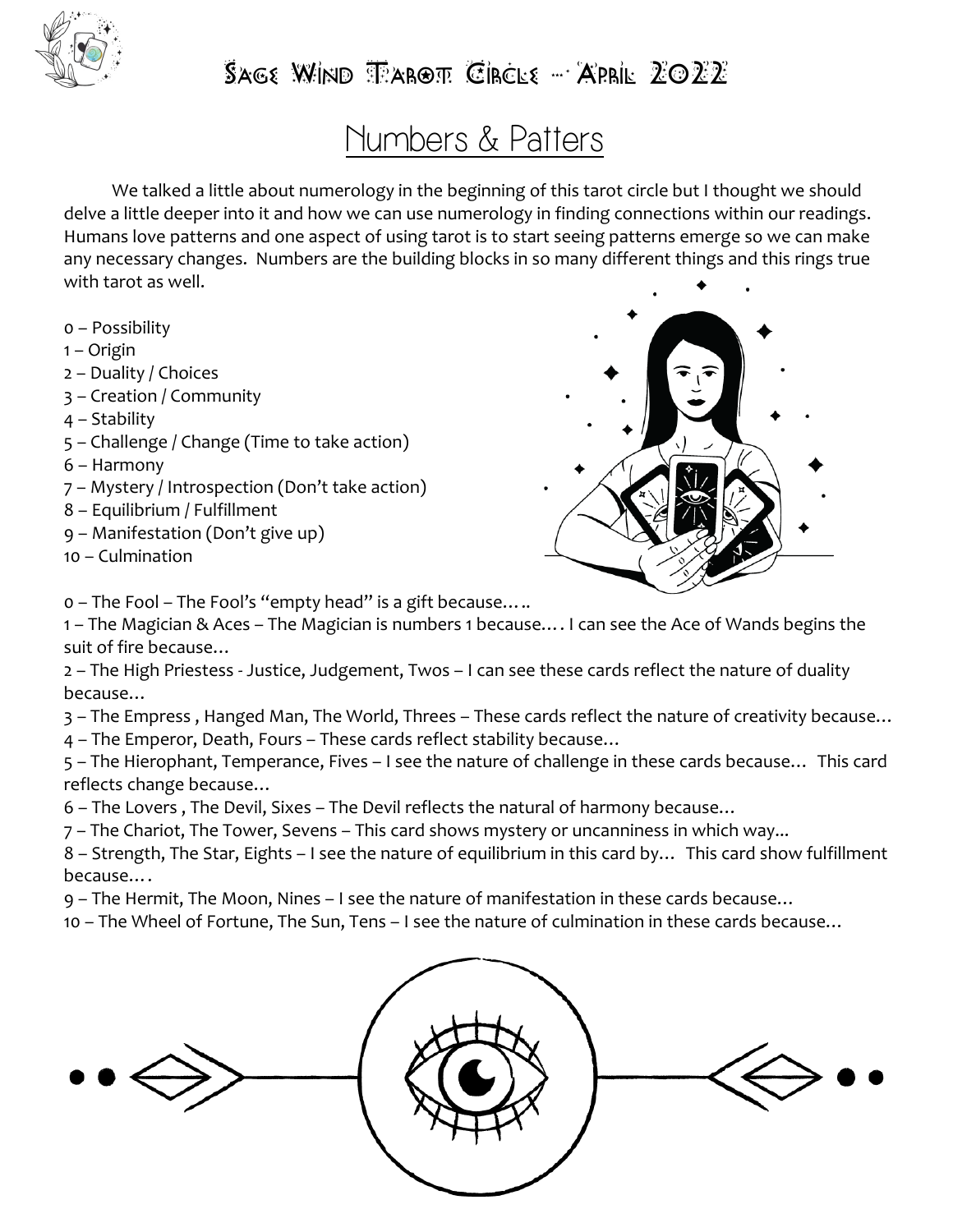# Sage Wind Tarot Circle – April 2022

## Numbers & Patters

We talked a little about numerology in the beginning of this tarot circle but I thought we should delve a little deeper into it and how we can use numerology in finding connections within our readings. Humans love patterns and one aspect of using tarot is to start seeing patterns emerge so we can make any necessary changes. Numbers are the building blocks in so many different things and this rings true with tarot as well.

0 – Possibility
1 – Origin
2 – Duality / Choices
3 – Creation / Community
4 – Stability
5 – Challenge / Change (Time to take action)
6 – Harmony
7 – Mystery / Introspection (Don't take action)
8 – Equilibrium / Fulfillment
9 – Manifestation (Don't give up)
10 – Culmination

0 – The Fool – The Fool's "empty head" is a gift because…..
1 – The Magician & Aces – The Magician is numbers 1 because…. I can see the Ace of Wands begins the suit of fire because…
2 – The High Priestess - Justice, Judgement, Twos – I can see these cards reflect the nature of duality because…
3 – The Empress , Hanged Man, The World, Threes – These cards reflect the nature of creativity because…
4 – The Emperor, Death, Fours – These cards reflect stability because…
5 – The Hierophant, Temperance, Fives – I see the nature of challenge in these cards because… This card reflects change because…
6 – The Lovers , The Devil, Sixes – The Devil reflects the natural of harmony because…
7 – The Chariot, The Tower, Sevens – This card shows mystery or uncanniness in which way...
8 – Strength, The Star, Eights – I see the nature of equilibrium in this card by… This card show fulfillment because….
9 – The Hermit, The Moon, Nines – I see the nature of manifestation in these cards because…
10 – The Wheel of Fortune, The Sun, Tens – I see the nature of culmination in these cards because…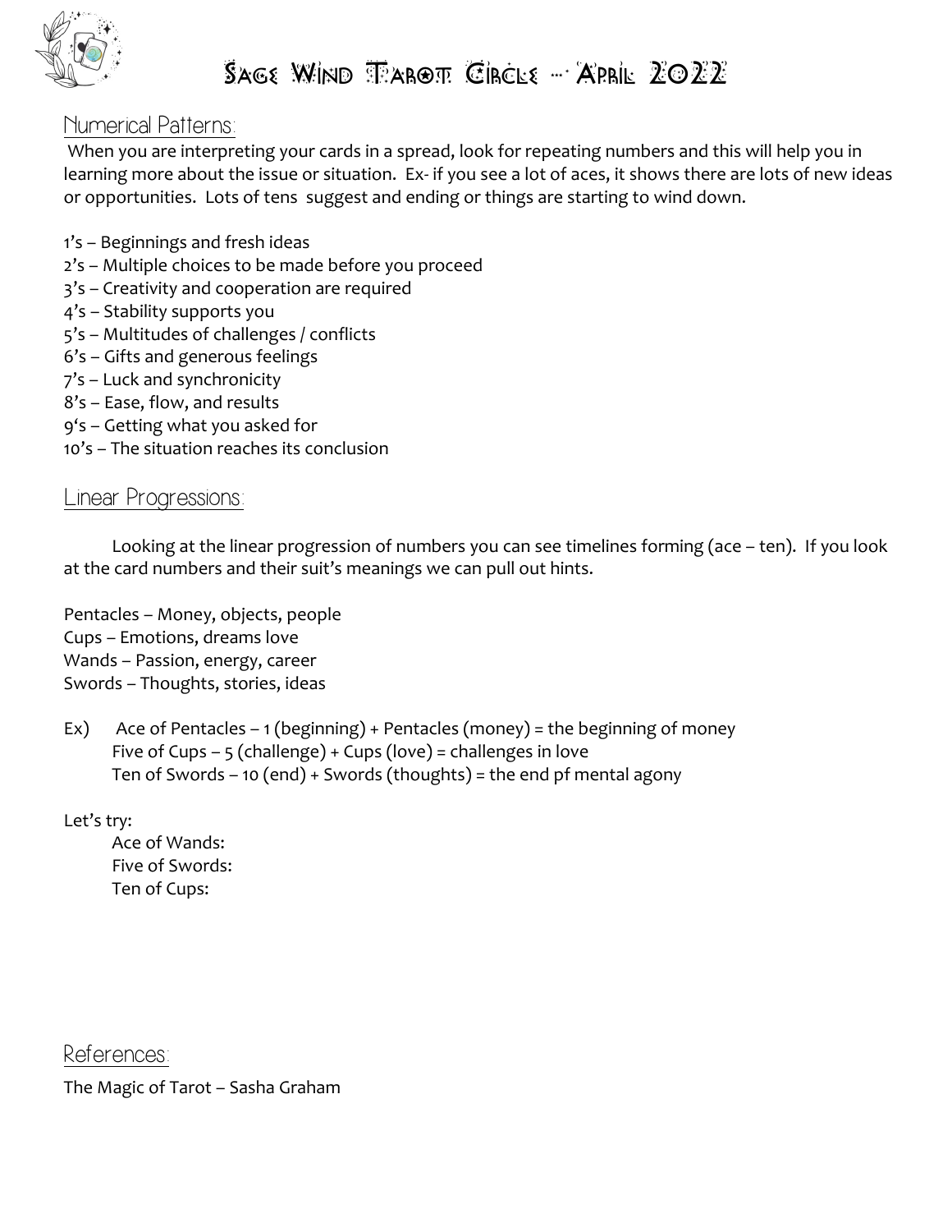# Sage Wind Tarot Circle – April 2022

## Numerical Patterns:

When you are interpreting your cards in a spread, look for repeating numbers and this will help you in learning more about the issue or situation. Ex- if you see a lot of aces, it shows there are lots of new ideas or opportunities. Lots of tens suggest and ending or things are starting to wind down.

1's – Beginnings and fresh ideas
2's – Multiple choices to be made before you proceed
3's – Creativity and cooperation are required
4's – Stability supports you
5's – Multitudes of challenges / conflicts
6's – Gifts and generous feelings
7's – Luck and synchronicity
8's – Ease, flow, and results
9's – Getting what you asked for
10's – The situation reaches its conclusion

## Linear Progressions:

Looking at the linear progression of numbers you can see timelines forming (ace – ten). If you look at the card numbers and their suit's meanings we can pull out hints.

Pentacles – Money, objects, people
Cups – Emotions, dreams love
Wands – Passion, energy, career
Swords – Thoughts, stories, ideas

Ex) Ace of Pentacles – 1 (beginning) + Pentacles (money) = the beginning of money
Five of Cups – 5 (challenge) + Cups (love) = challenges in love
Ten of Swords – 10 (end) + Swords (thoughts) = the end pf mental agony

Let's try:
Ace of Wands:
Five of Swords:
Ten of Cups:

## References:

The Magic of Tarot – Sasha Graham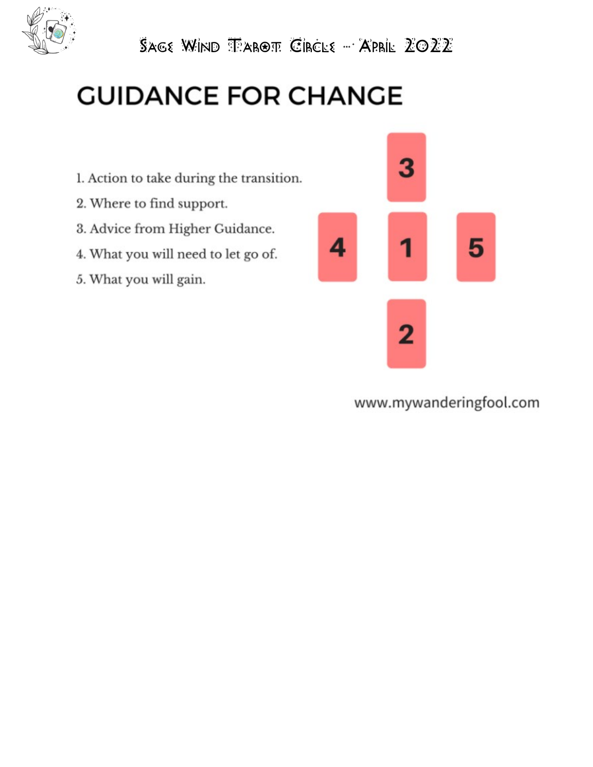# GUIDANCE FOR CHANGE

1. Action to take during the transition.
2. Where to find support.
3. Advice from Higher Guidance.
4. What you will need to let go of.
5. What you will gain.

www.mywanderingfool.com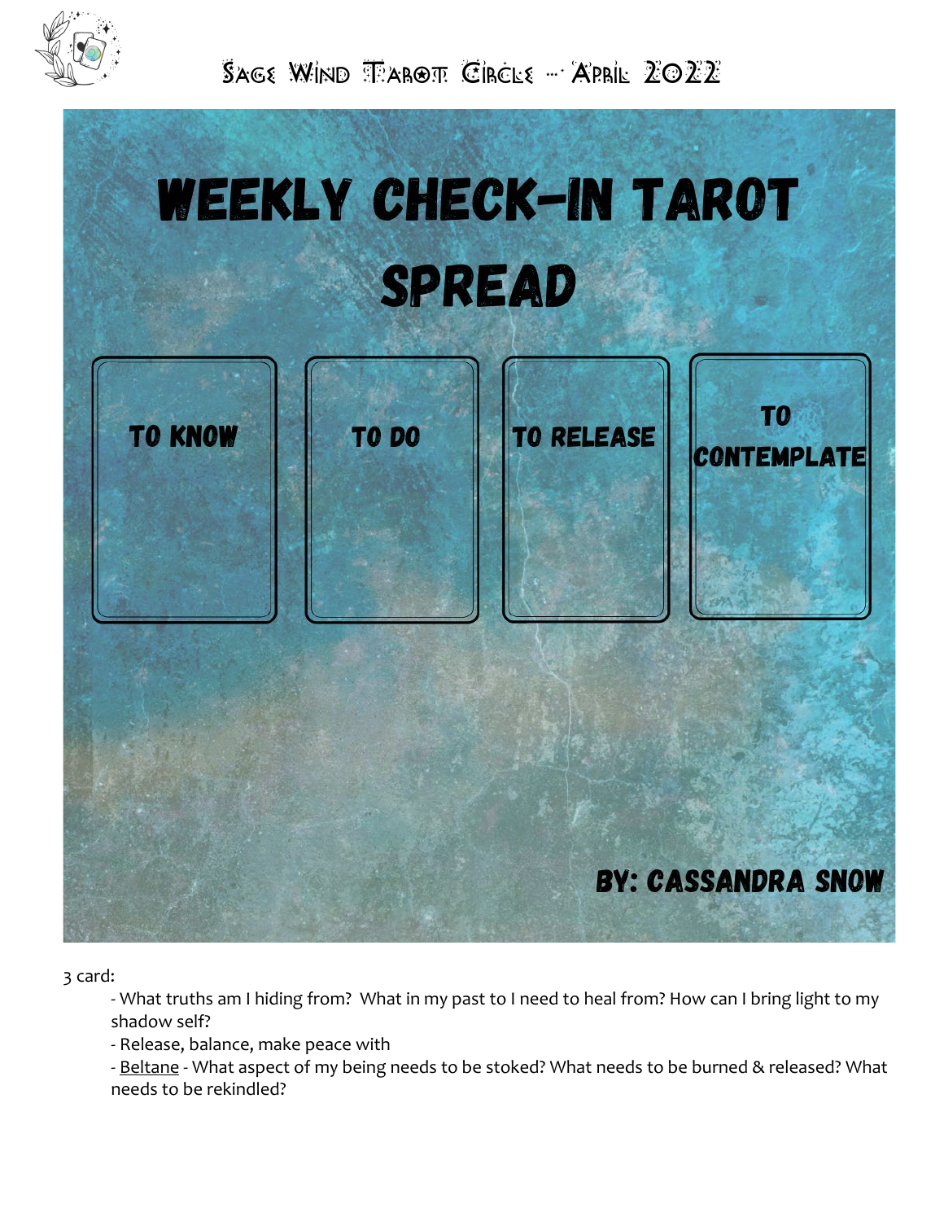# WEEKLY CHECK-IN TAROT SPREAD

TO KNOW

TO DO

TO RELEASE

TO CONTEMPLATE

BY: CASSANDRA SNOW

3 card:

- What truths am I hiding from? What in my past to I need to heal from? How can I bring light to my shadow self?
- Release, balance, make peace with
- Beltane - What aspect of my being needs to be stoked? What needs to be burned & released? What needs to be rekindled?